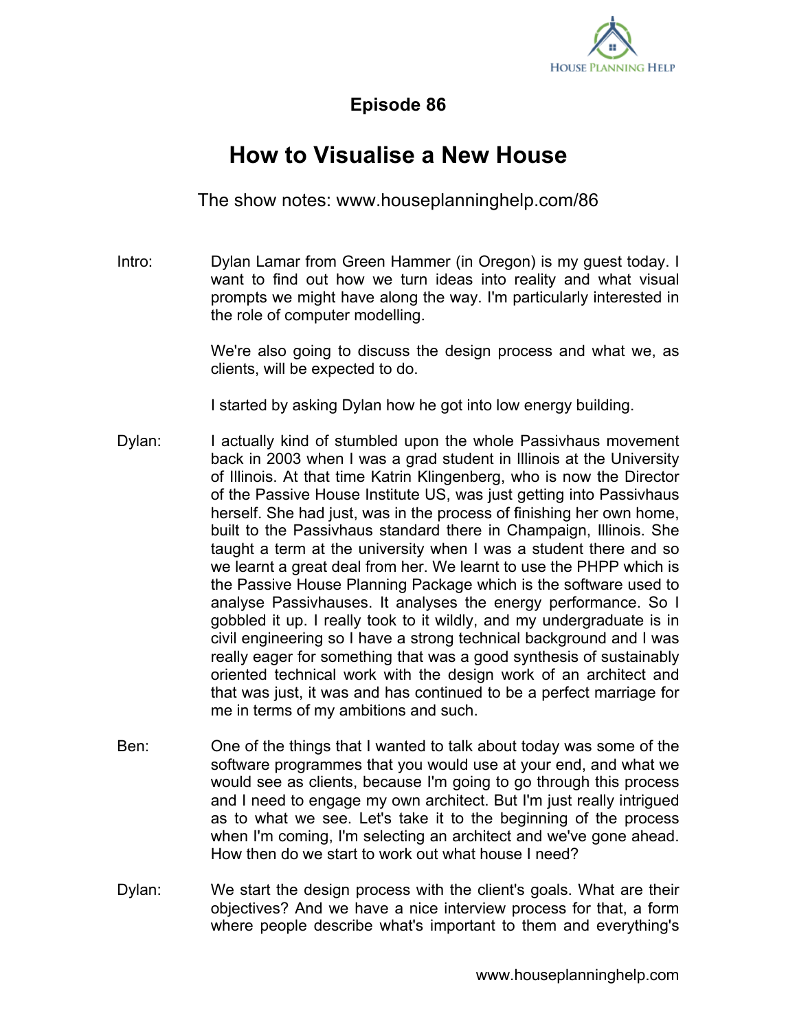# Episode 86

## How to Visualise a New House

The show notes: www.houseplanninghelp.com/86

Intro: Dylan Lamar from Green Hammer (in Oregon) is my guest today. I want to find out how we turn ideas into reality and what visual prompts we might have along the way. I'm particularly interested in the role of computer modelling.

We're also going to discuss the design process and what we, as clients, will be expected to do.

I started by asking Dylan how he got into low energy building.

Dylan: I actually kind of stumbled upon the whole Passivhaus movement back in 2003 when I was a grad student in Illinois at the University of Illinois. At that time Katrin Klingenberg, who is now the Director of the Passive House Institute US, was just getting into Passivhaus herself. She had just, was in the process of finishing her own home, built to the Passivhaus standard there in Champaign, Illinois. She taught a term at the university when I was a student there and so we learnt a great deal from her. We learnt to use the PHPP which is the Passive House Planning Package which is the software used to analyse Passivhauses. It analyses the energy performance. So I gobbled it up. I really took to it wildly, and my undergraduate is in civil engineering so I have a strong technical background and I was really eager for something that was a good synthesis of sustainably oriented technical work with the design work of an architect and that was just, it was and has continued to be a perfect marriage for me in terms of my ambitions and such.

Ben: One of the things that I wanted to talk about today was some of the software programmes that you would use at your end, and what we would see as clients, because I'm going to go through this process and I need to engage my own architect. But I'm just really intrigued as to what we see. Let's take it to the beginning of the process when I'm coming, I'm selecting an architect and we've gone ahead. How then do we start to work out what house I need?

Dylan: We start the design process with the client's goals. What are their objectives? And we have a nice interview process for that, a form where people describe what's important to them and everything's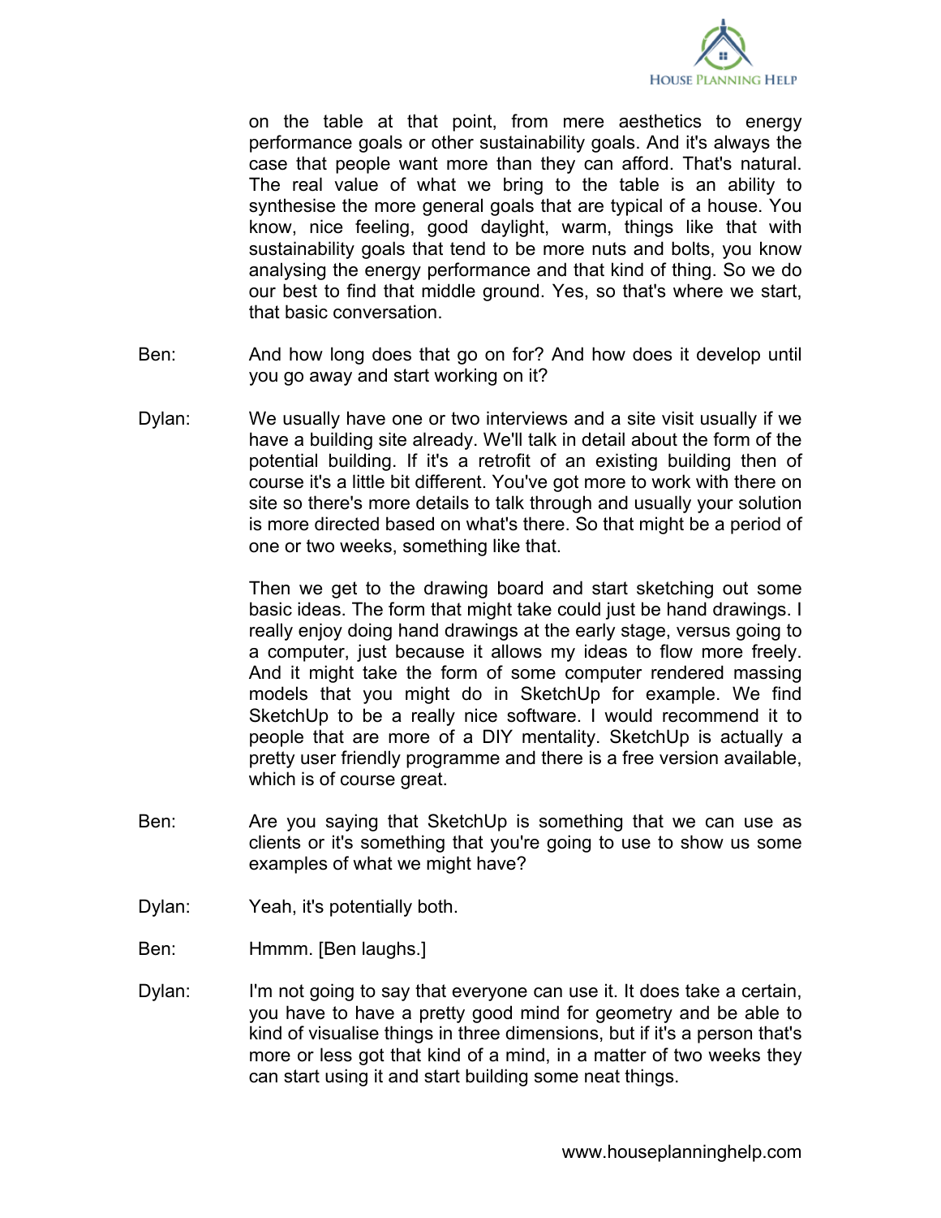on the table at that point, from mere aesthetics to energy performance goals or other sustainability goals. And it's always the case that people want more than they can afford. That's natural. The real value of what we bring to the table is an ability to synthesise the more general goals that are typical of a house. You know, nice feeling, good daylight, warm, things like that with sustainability goals that tend to be more nuts and bolts, you know analysing the energy performance and that kind of thing. So we do our best to find that middle ground. Yes, so that's where we start, that basic conversation.

Ben: And how long does that go on for? And how does it develop until you go away and start working on it?

Dylan: We usually have one or two interviews and a site visit usually if we have a building site already. We'll talk in detail about the form of the potential building. If it's a retrofit of an existing building then of course it's a little bit different. You've got more to work with there on site so there's more details to talk through and usually your solution is more directed based on what's there. So that might be a period of one or two weeks, something like that.

Then we get to the drawing board and start sketching out some basic ideas. The form that might take could just be hand drawings. I really enjoy doing hand drawings at the early stage, versus going to a computer, just because it allows my ideas to flow more freely. And it might take the form of some computer rendered massing models that you might do in SketchUp for example. We find SketchUp to be a really nice software. I would recommend it to people that are more of a DIY mentality. SketchUp is actually a pretty user friendly programme and there is a free version available, which is of course great.

Ben: Are you saying that SketchUp is something that we can use as clients or it's something that you're going to use to show us some examples of what we might have?

Dylan: Yeah, it's potentially both.

Ben: Hmmm. [Ben laughs.]

Dylan: I'm not going to say that everyone can use it. It does take a certain, you have to have a pretty good mind for geometry and be able to kind of visualise things in three dimensions, but if it's a person that's more or less got that kind of a mind, in a matter of two weeks they can start using it and start building some neat things.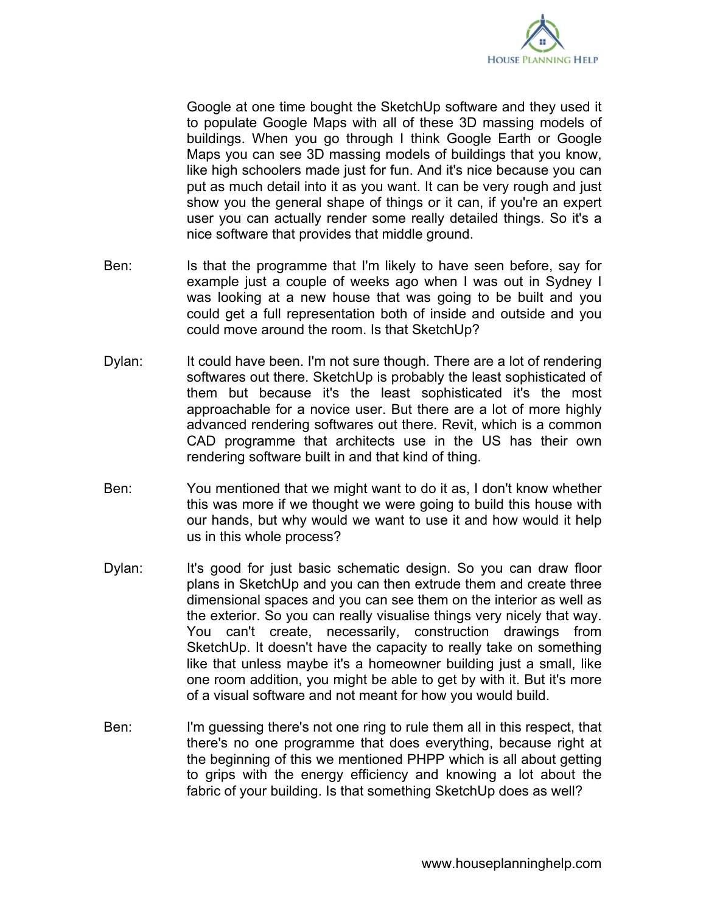Google at one time bought the SketchUp software and they used it to populate Google Maps with all of these 3D massing models of buildings. When you go through I think Google Earth or Google Maps you can see 3D massing models of buildings that you know, like high schoolers made just for fun. And it's nice because you can put as much detail into it as you want. It can be very rough and just show you the general shape of things or it can, if you're an expert user you can actually render some really detailed things. So it's a nice software that provides that middle ground.

Ben: Is that the programme that I'm likely to have seen before, say for example just a couple of weeks ago when I was out in Sydney I was looking at a new house that was going to be built and you could get a full representation both of inside and outside and you could move around the room. Is that SketchUp?

Dylan: It could have been. I'm not sure though. There are a lot of rendering softwares out there. SketchUp is probably the least sophisticated of them but because it's the least sophisticated it's the most approachable for a novice user. But there are a lot of more highly advanced rendering softwares out there. Revit, which is a common CAD programme that architects use in the US has their own rendering software built in and that kind of thing.

Ben: You mentioned that we might want to do it as, I don't know whether this was more if we thought we were going to build this house with our hands, but why would we want to use it and how would it help us in this whole process?

Dylan: It's good for just basic schematic design. So you can draw floor plans in SketchUp and you can then extrude them and create three dimensional spaces and you can see them on the interior as well as the exterior. So you can really visualise things very nicely that way. You can't create, necessarily, construction drawings from SketchUp. It doesn't have the capacity to really take on something like that unless maybe it's a homeowner building just a small, like one room addition, you might be able to get by with it. But it's more of a visual software and not meant for how you would build.

Ben: I'm guessing there's not one ring to rule them all in this respect, that there's no one programme that does everything, because right at the beginning of this we mentioned PHPP which is all about getting to grips with the energy efficiency and knowing a lot about the fabric of your building. Is that something SketchUp does as well?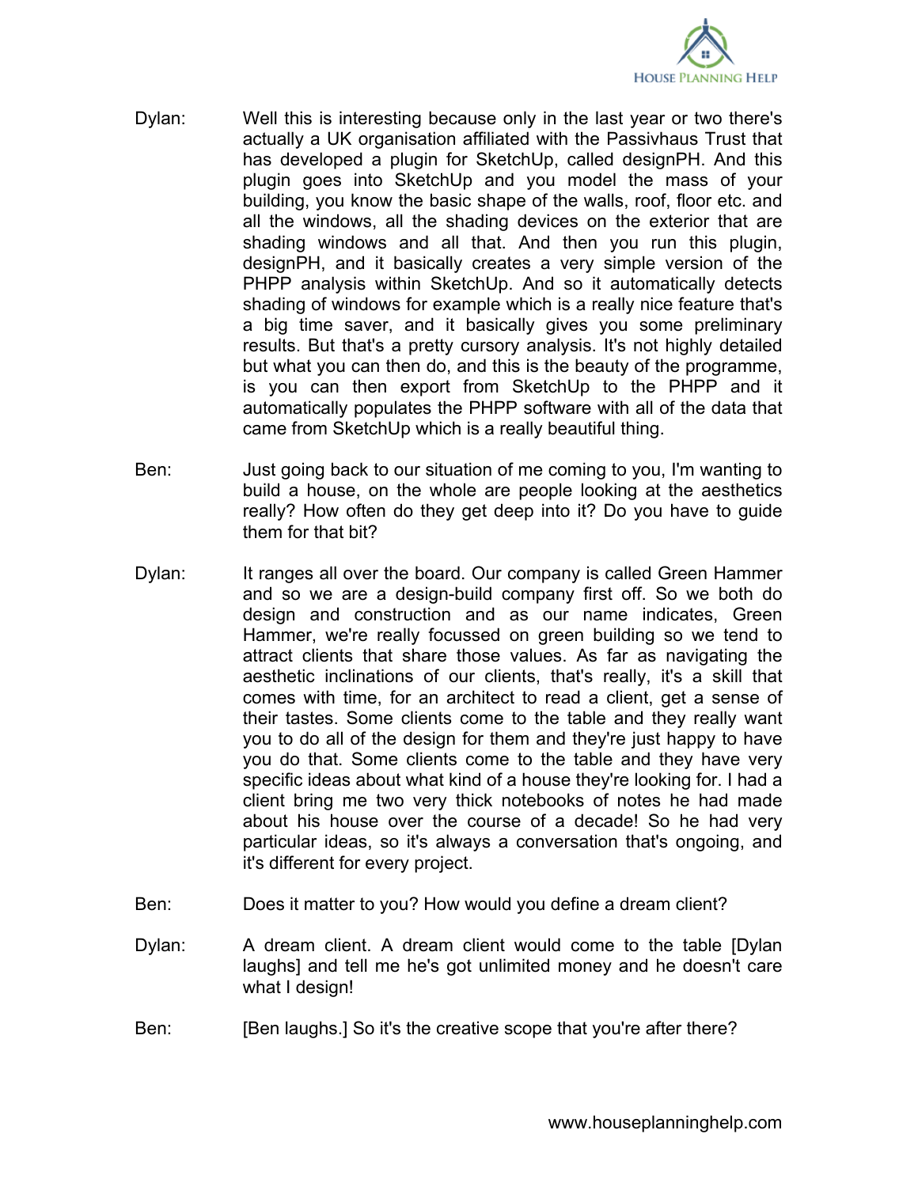Dylan: Well this is interesting because only in the last year or two there's actually a UK organisation affiliated with the Passivhaus Trust that has developed a plugin for SketchUp, called designPH. And this plugin goes into SketchUp and you model the mass of your building, you know the basic shape of the walls, roof, floor etc. and all the windows, all the shading devices on the exterior that are shading windows and all that. And then you run this plugin, designPH, and it basically creates a very simple version of the PHPP analysis within SketchUp. And so it automatically detects shading of windows for example which is a really nice feature that's a big time saver, and it basically gives you some preliminary results. But that's a pretty cursory analysis. It's not highly detailed but what you can then do, and this is the beauty of the programme, is you can then export from SketchUp to the PHPP and it automatically populates the PHPP software with all of the data that came from SketchUp which is a really beautiful thing.

Ben: Just going back to our situation of me coming to you, I'm wanting to build a house, on the whole are people looking at the aesthetics really? How often do they get deep into it? Do you have to guide them for that bit?

Dylan: It ranges all over the board. Our company is called Green Hammer and so we are a design-build company first off. So we both do design and construction and as our name indicates, Green Hammer, we're really focussed on green building so we tend to attract clients that share those values. As far as navigating the aesthetic inclinations of our clients, that's really, it's a skill that comes with time, for an architect to read a client, get a sense of their tastes. Some clients come to the table and they really want you to do all of the design for them and they're just happy to have you do that. Some clients come to the table and they have very specific ideas about what kind of a house they're looking for. I had a client bring me two very thick notebooks of notes he had made about his house over the course of a decade! So he had very particular ideas, so it's always a conversation that's ongoing, and it's different for every project.

Ben: Does it matter to you? How would you define a dream client?

Dylan: A dream client. A dream client would come to the table [Dylan laughs] and tell me he's got unlimited money and he doesn't care what I design!

Ben: [Ben laughs.] So it's the creative scope that you're after there?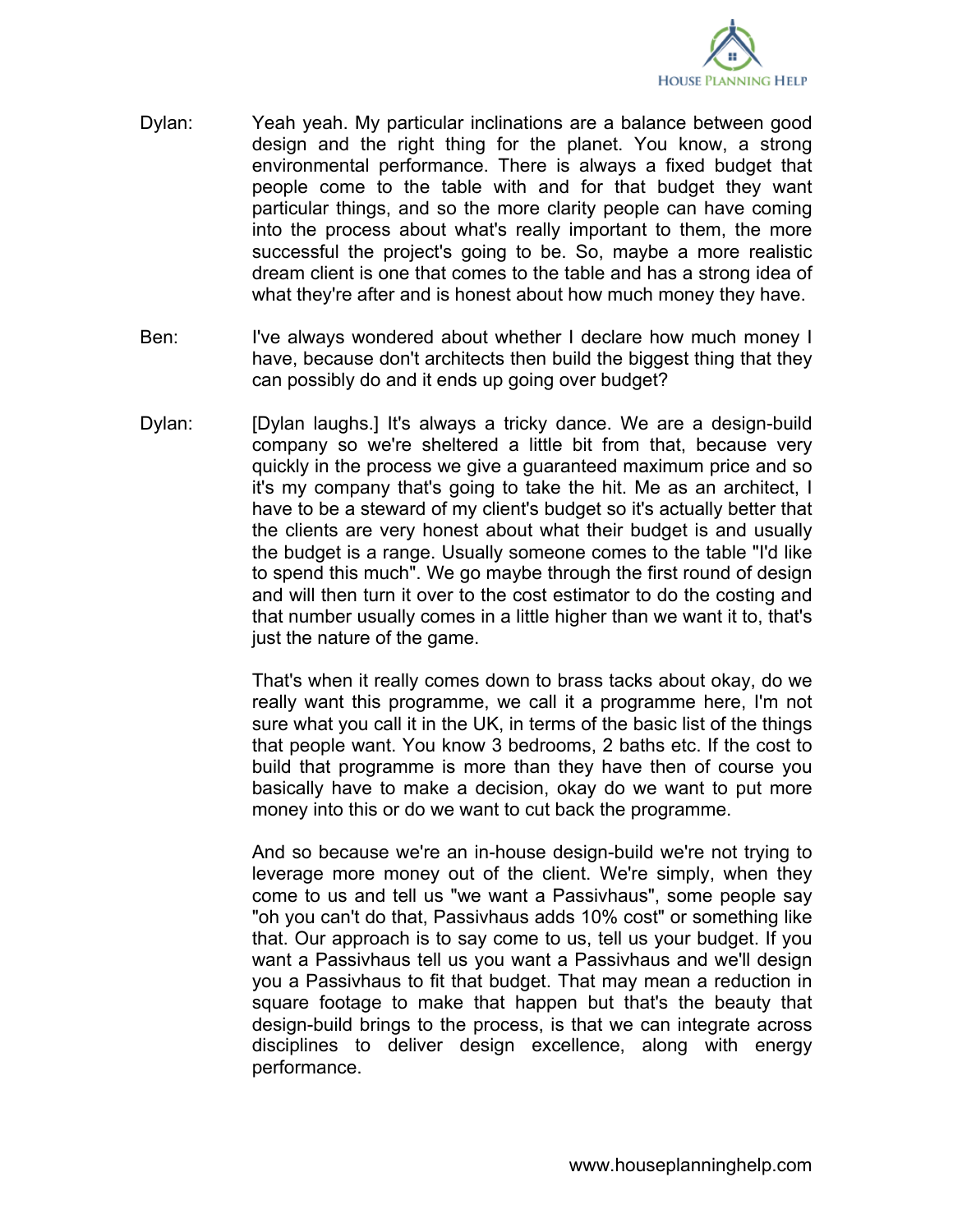Dylan: Yeah yeah. My particular inclinations are a balance between good design and the right thing for the planet. You know, a strong environmental performance. There is always a fixed budget that people come to the table with and for that budget they want particular things, and so the more clarity people can have coming into the process about what's really important to them, the more successful the project's going to be. So, maybe a more realistic dream client is one that comes to the table and has a strong idea of what they're after and is honest about how much money they have.

Ben: I've always wondered about whether I declare how much money I have, because don't architects then build the biggest thing that they can possibly do and it ends up going over budget?

Dylan: [Dylan laughs.] It's always a tricky dance. We are a design-build company so we're sheltered a little bit from that, because very quickly in the process we give a guaranteed maximum price and so it's my company that's going to take the hit. Me as an architect, I have to be a steward of my client's budget so it's actually better that the clients are very honest about what their budget is and usually the budget is a range. Usually someone comes to the table "I'd like to spend this much". We go maybe through the first round of design and will then turn it over to the cost estimator to do the costing and that number usually comes in a little higher than we want it to, that's just the nature of the game.

That's when it really comes down to brass tacks about okay, do we really want this programme, we call it a programme here, I'm not sure what you call it in the UK, in terms of the basic list of the things that people want. You know 3 bedrooms, 2 baths etc. If the cost to build that programme is more than they have then of course you basically have to make a decision, okay do we want to put more money into this or do we want to cut back the programme.

And so because we're an in-house design-build we're not trying to leverage more money out of the client. We're simply, when they come to us and tell us "we want a Passivhaus", some people say "oh you can't do that, Passivhaus adds 10% cost" or something like that. Our approach is to say come to us, tell us your budget. If you want a Passivhaus tell us you want a Passivhaus and we'll design you a Passivhaus to fit that budget. That may mean a reduction in square footage to make that happen but that's the beauty that design-build brings to the process, is that we can integrate across disciplines to deliver design excellence, along with energy performance.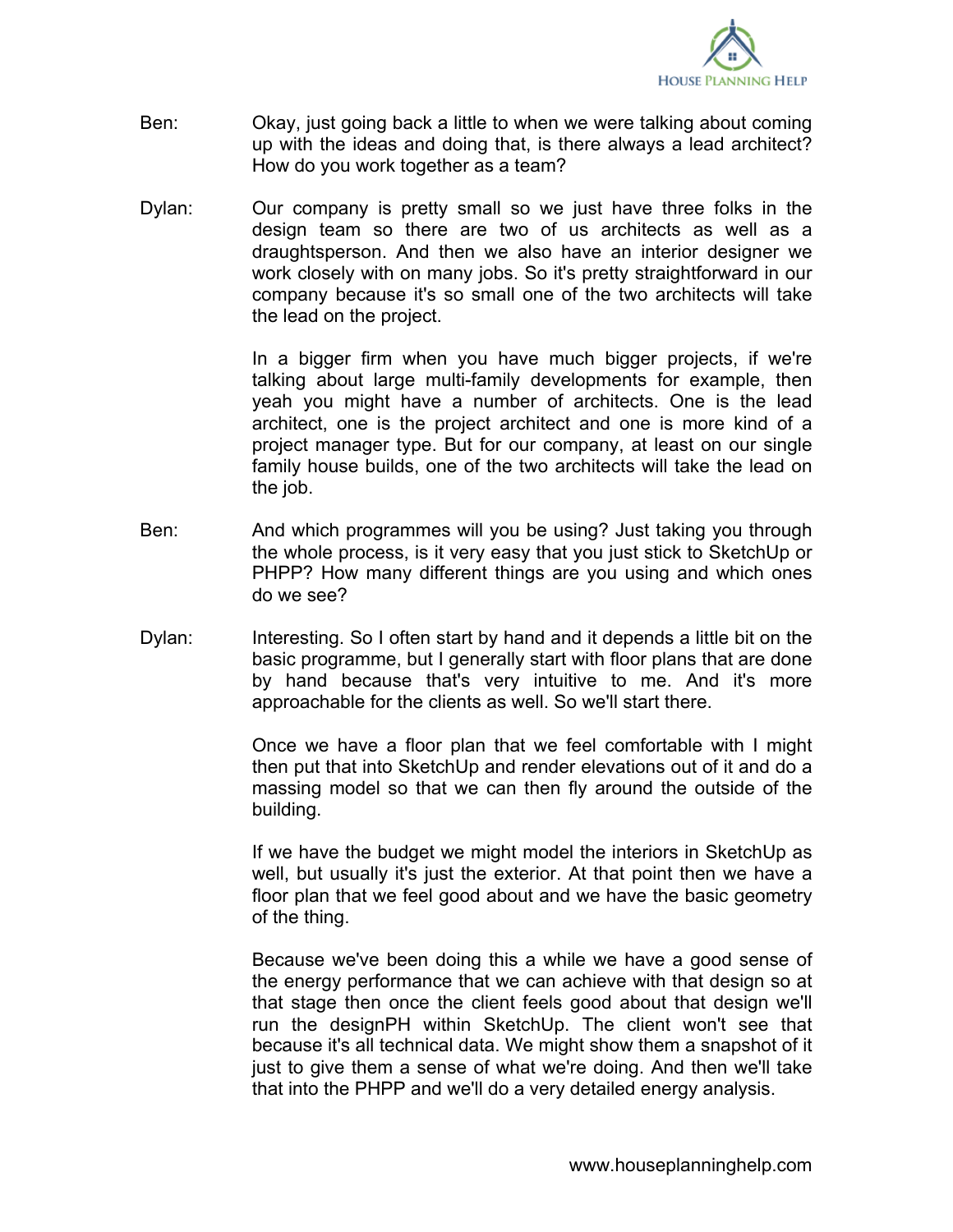Ben: Okay, just going back a little to when we were talking about coming up with the ideas and doing that, is there always a lead architect? How do you work together as a team?

Dylan: Our company is pretty small so we just have three folks in the design team so there are two of us architects as well as a draughtsperson. And then we also have an interior designer we work closely with on many jobs. So it's pretty straightforward in our company because it's so small one of the two architects will take the lead on the project.

In a bigger firm when you have much bigger projects, if we're talking about large multi-family developments for example, then yeah you might have a number of architects. One is the lead architect, one is the project architect and one is more kind of a project manager type. But for our company, at least on our single family house builds, one of the two architects will take the lead on the job.

Ben: And which programmes will you be using? Just taking you through the whole process, is it very easy that you just stick to SketchUp or PHPP? How many different things are you using and which ones do we see?

Dylan: Interesting. So I often start by hand and it depends a little bit on the basic programme, but I generally start with floor plans that are done by hand because that's very intuitive to me. And it's more approachable for the clients as well. So we'll start there.

Once we have a floor plan that we feel comfortable with I might then put that into SketchUp and render elevations out of it and do a massing model so that we can then fly around the outside of the building.

If we have the budget we might model the interiors in SketchUp as well, but usually it's just the exterior. At that point then we have a floor plan that we feel good about and we have the basic geometry of the thing.

Because we've been doing this a while we have a good sense of the energy performance that we can achieve with that design so at that stage then once the client feels good about that design we'll run the designPH within SketchUp. The client won't see that because it's all technical data. We might show them a snapshot of it just to give them a sense of what we're doing. And then we'll take that into the PHPP and we'll do a very detailed energy analysis.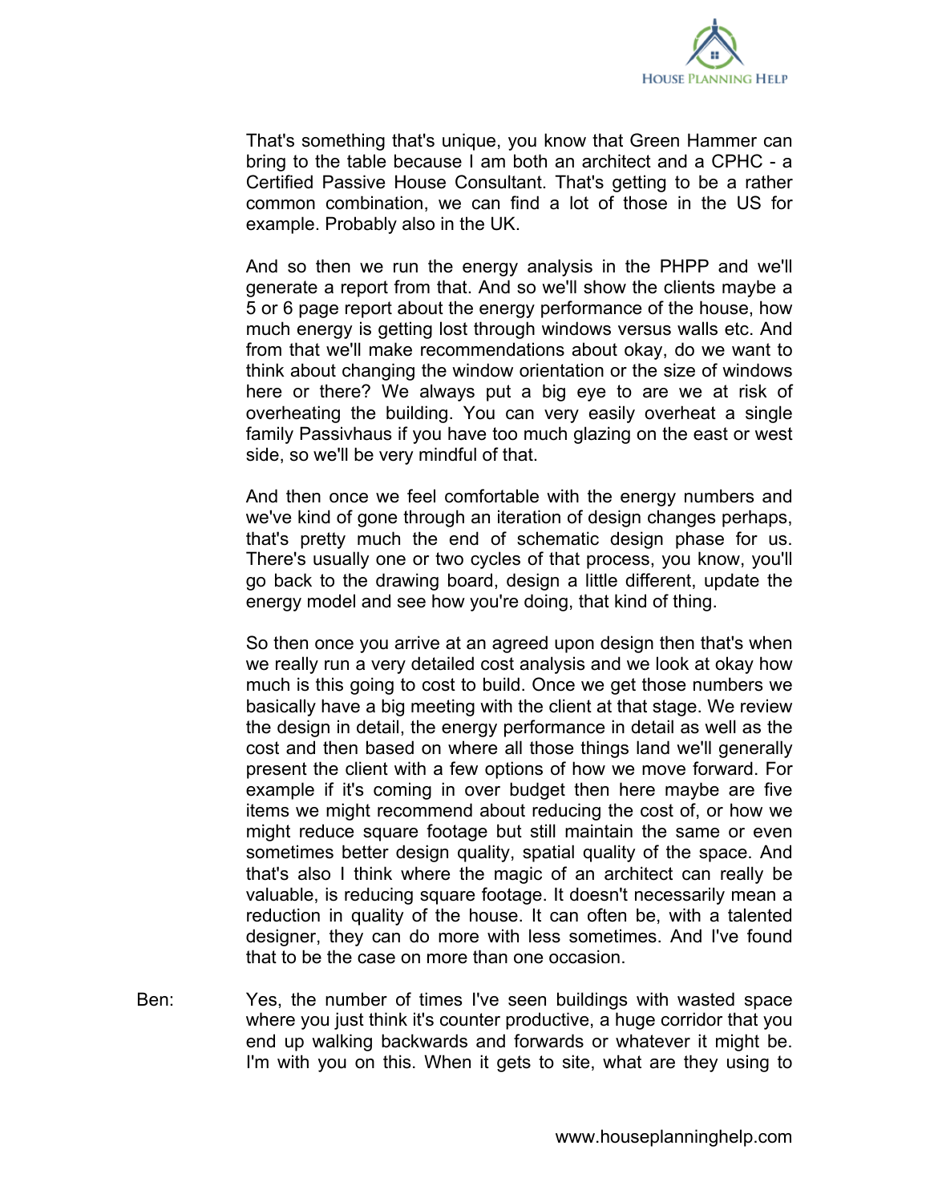That's something that's unique, you know that Green Hammer can bring to the table because I am both an architect and a CPHC - a Certified Passive House Consultant. That's getting to be a rather common combination, we can find a lot of those in the US for example. Probably also in the UK.

And so then we run the energy analysis in the PHPP and we'll generate a report from that. And so we'll show the clients maybe a 5 or 6 page report about the energy performance of the house, how much energy is getting lost through windows versus walls etc. And from that we'll make recommendations about okay, do we want to think about changing the window orientation or the size of windows here or there? We always put a big eye to are we at risk of overheating the building. You can very easily overheat a single family Passivhaus if you have too much glazing on the east or west side, so we'll be very mindful of that.

And then once we feel comfortable with the energy numbers and we've kind of gone through an iteration of design changes perhaps, that's pretty much the end of schematic design phase for us. There's usually one or two cycles of that process, you know, you'll go back to the drawing board, design a little different, update the energy model and see how you're doing, that kind of thing.

So then once you arrive at an agreed upon design then that's when we really run a very detailed cost analysis and we look at okay how much is this going to cost to build. Once we get those numbers we basically have a big meeting with the client at that stage. We review the design in detail, the energy performance in detail as well as the cost and then based on where all those things land we'll generally present the client with a few options of how we move forward. For example if it's coming in over budget then here maybe are five items we might recommend about reducing the cost of, or how we might reduce square footage but still maintain the same or even sometimes better design quality, spatial quality of the space. And that's also I think where the magic of an architect can really be valuable, is reducing square footage. It doesn't necessarily mean a reduction in quality of the house. It can often be, with a talented designer, they can do more with less sometimes. And I've found that to be the case on more than one occasion.

Ben: Yes, the number of times I've seen buildings with wasted space where you just think it's counter productive, a huge corridor that you end up walking backwards and forwards or whatever it might be. I'm with you on this. When it gets to site, what are they using to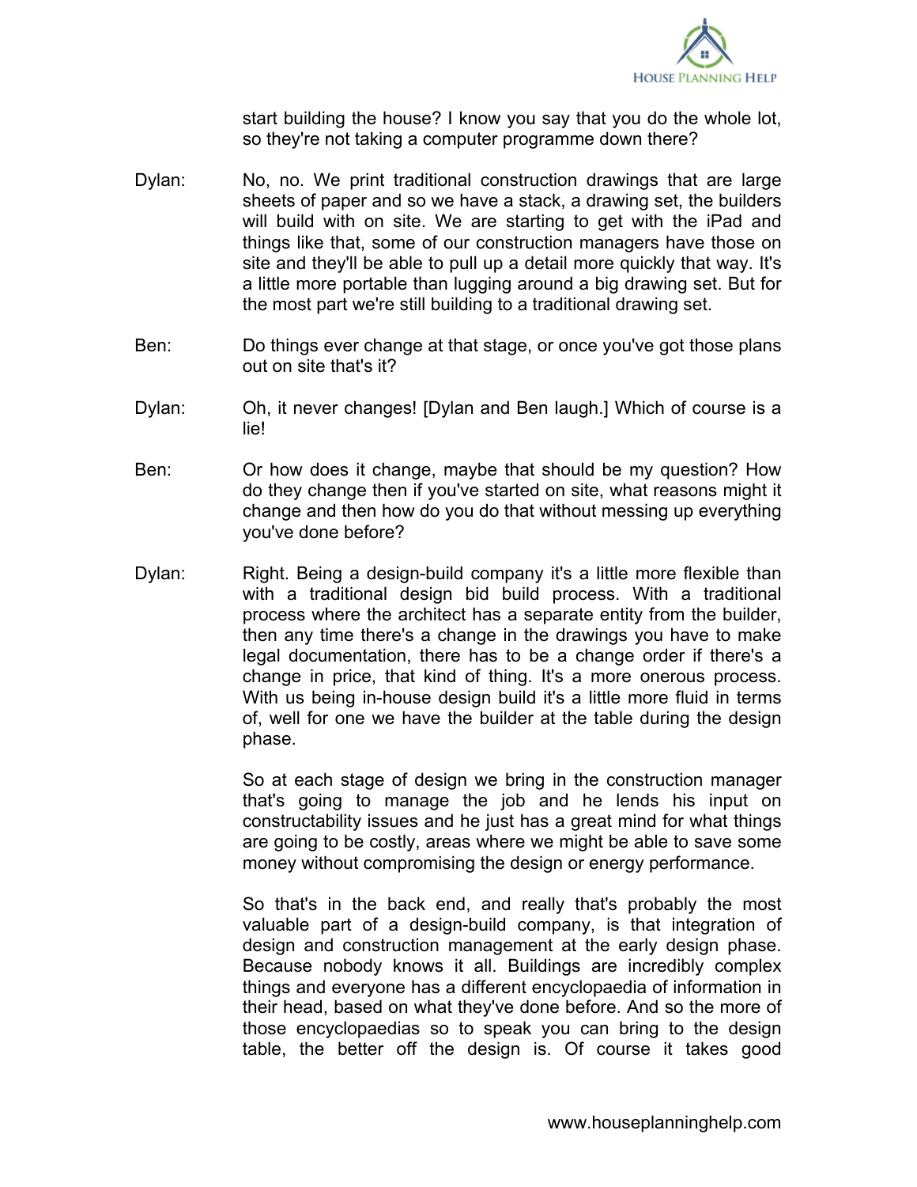start building the house? I know you say that you do the whole lot, so they're not taking a computer programme down there?

Dylan: No, no. We print traditional construction drawings that are large sheets of paper and so we have a stack, a drawing set, the builders will build with on site. We are starting to get with the iPad and things like that, some of our construction managers have those on site and they'll be able to pull up a detail more quickly that way. It's a little more portable than lugging around a big drawing set. But for the most part we're still building to a traditional drawing set.

Ben: Do things ever change at that stage, or once you've got those plans out on site that's it?

Dylan: Oh, it never changes! [Dylan and Ben laugh.] Which of course is a lie!

Ben: Or how does it change, maybe that should be my question? How do they change then if you've started on site, what reasons might it change and then how do you do that without messing up everything you've done before?

Dylan: Right. Being a design-build company it's a little more flexible than with a traditional design bid build process. With a traditional process where the architect has a separate entity from the builder, then any time there's a change in the drawings you have to make legal documentation, there has to be a change order if there's a change in price, that kind of thing. It's a more onerous process. With us being in-house design build it's a little more fluid in terms of, well for one we have the builder at the table during the design phase.

So at each stage of design we bring in the construction manager that's going to manage the job and he lends his input on constructability issues and he just has a great mind for what things are going to be costly, areas where we might be able to save some money without compromising the design or energy performance.

So that's in the back end, and really that's probably the most valuable part of a design-build company, is that integration of design and construction management at the early design phase. Because nobody knows it all. Buildings are incredibly complex things and everyone has a different encyclopaedia of information in their head, based on what they've done before. And so the more of those encyclopaedias so to speak you can bring to the design table, the better off the design is. Of course it takes good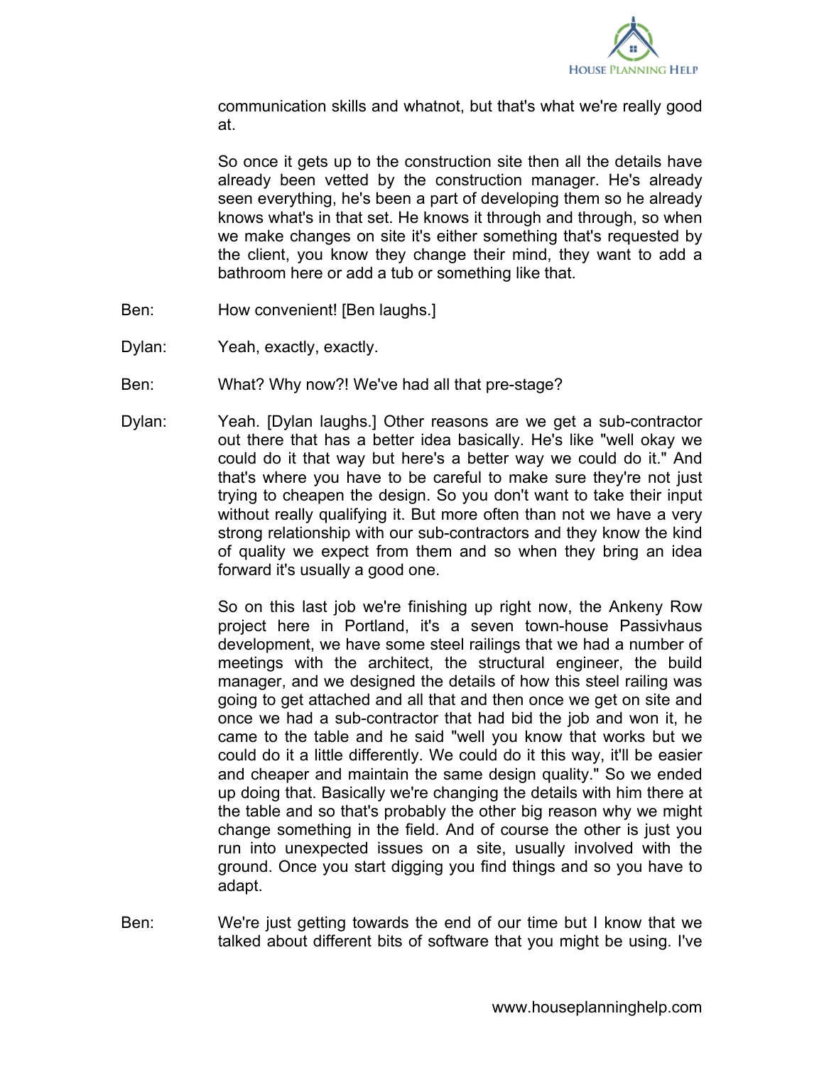communication skills and whatnot, but that's what we're really good at.

So once it gets up to the construction site then all the details have already been vetted by the construction manager. He's already seen everything, he's been a part of developing them so he already knows what's in that set. He knows it through and through, so when we make changes on site it's either something that's requested by the client, you know they change their mind, they want to add a bathroom here or add a tub or something like that.

Ben: How convenient! [Ben laughs.]

Dylan: Yeah, exactly, exactly.

Ben: What? Why now?! We've had all that pre-stage?

Dylan: Yeah. [Dylan laughs.] Other reasons are we get a sub-contractor out there that has a better idea basically. He's like "well okay we could do it that way but here's a better way we could do it." And that's where you have to be careful to make sure they're not just trying to cheapen the design. So you don't want to take their input without really qualifying it. But more often than not we have a very strong relationship with our sub-contractors and they know the kind of quality we expect from them and so when they bring an idea forward it's usually a good one.

So on this last job we're finishing up right now, the Ankeny Row project here in Portland, it's a seven town-house Passivhaus development, we have some steel railings that we had a number of meetings with the architect, the structural engineer, the build manager, and we designed the details of how this steel railing was going to get attached and all that and then once we get on site and once we had a sub-contractor that had bid the job and won it, he came to the table and he said "well you know that works but we could do it a little differently. We could do it this way, it'll be easier and cheaper and maintain the same design quality." So we ended up doing that. Basically we're changing the details with him there at the table and so that's probably the other big reason why we might change something in the field. And of course the other is just you run into unexpected issues on a site, usually involved with the ground. Once you start digging you find things and so you have to adapt.

Ben: We're just getting towards the end of our time but I know that we talked about different bits of software that you might be using. I've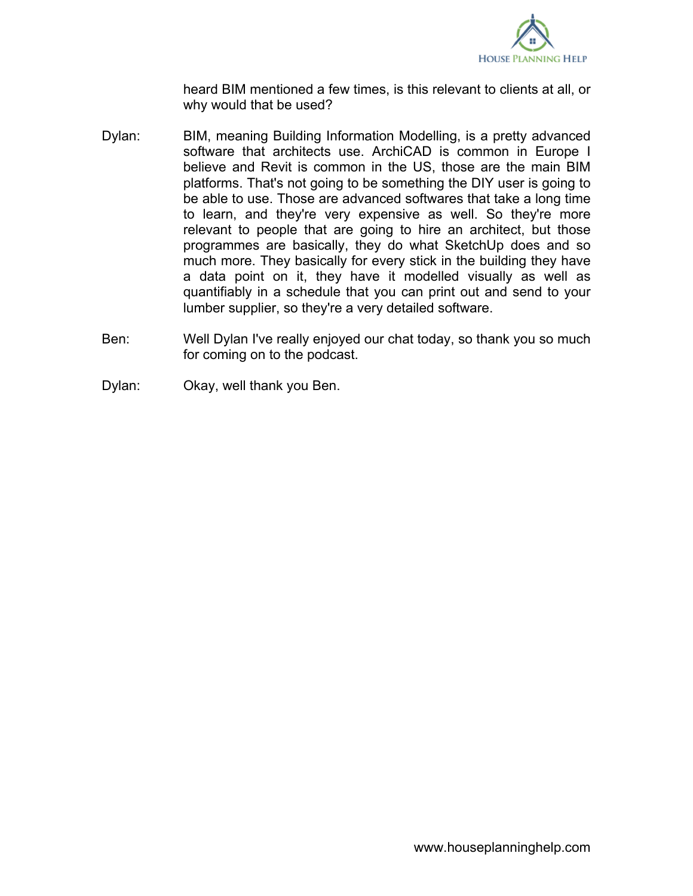heard BIM mentioned a few times, is this relevant to clients at all, or why would that be used?

Dylan: BIM, meaning Building Information Modelling, is a pretty advanced software that architects use. ArchiCAD is common in Europe I believe and Revit is common in the US, those are the main BIM platforms. That's not going to be something the DIY user is going to be able to use. Those are advanced softwares that take a long time to learn, and they're very expensive as well. So they're more relevant to people that are going to hire an architect, but those programmes are basically, they do what SketchUp does and so much more. They basically for every stick in the building they have a data point on it, they have it modelled visually as well as quantifiably in a schedule that you can print out and send to your lumber supplier, so they're a very detailed software.

Ben: Well Dylan I've really enjoyed our chat today, so thank you so much for coming on to the podcast.

Dylan: Okay, well thank you Ben.